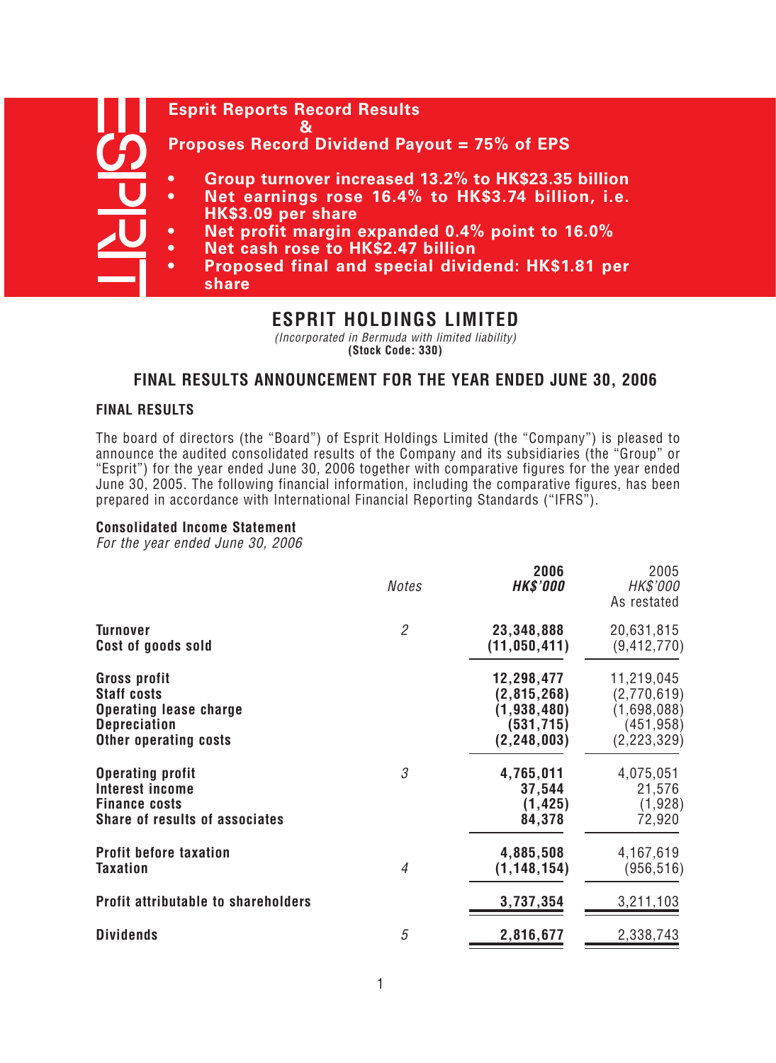**Esprit Reports Record Results**
**&**
**Proposes Record Dividend Payout = 75% of EPS**

- **Group turnover increased 13.2% to HK$23.35 billion**
- **Net earnings rose 16.4% to HK$3.74 billion, i.e. HK$3.09 per share**
- **Net profit margin expanded 0.4% point to 16.0%**
- **Net cash rose to HK$2.47 billion**
- **Proposed final and special dividend: HK$1.81 per share**

# ESPRIT HOLDINGS LIMITED

*(Incorporated in Bermuda with limited liability)*
**(Stock Code: 330)**

## FINAL RESULTS ANNOUNCEMENT FOR THE YEAR ENDED JUNE 30, 2006

### FINAL RESULTS

The board of directors (the "Board") of Esprit Holdings Limited (the "Company") is pleased to announce the audited consolidated results of the Company and its subsidiaries (the "Group" or "Esprit") for the year ended June 30, 2006 together with comparative figures for the year ended June 30, 2005. The following financial information, including the comparative figures, has been prepared in accordance with International Financial Reporting Standards ("IFRS").

**Consolidated Income Statement**
*For the year ended June 30, 2006*

| | Notes | 2006 HK$'000 | 2005 HK$'000 As restated |
|---|---|---|---|
| **Turnover** | 2 | **23,348,888** | 20,631,815 |
| **Cost of goods sold** | | **(11,050,411)** | (9,412,770) |
| **Gross profit** | | **12,298,477** | 11,219,045 |
| **Staff costs** | | **(2,815,268)** | (2,770,619) |
| **Operating lease charge** | | **(1,938,480)** | (1,698,088) |
| **Depreciation** | | **(531,715)** | (451,958) |
| **Other operating costs** | | **(2,248,003)** | (2,223,329) |
| **Operating profit** | 3 | **4,765,011** | 4,075,051 |
| **Interest income** | | **37,544** | 21,576 |
| **Finance costs** | | **(1,425)** | (1,928) |
| **Share of results of associates** | | **84,378** | 72,920 |
| **Profit before taxation** | | **4,885,508** | 4,167,619 |
| **Taxation** | 4 | **(1,148,154)** | (956,516) |
| **Profit attributable to shareholders** | | **3,737,354** | 3,211,103 |
| **Dividends** | 5 | **2,816,677** | 2,338,743 |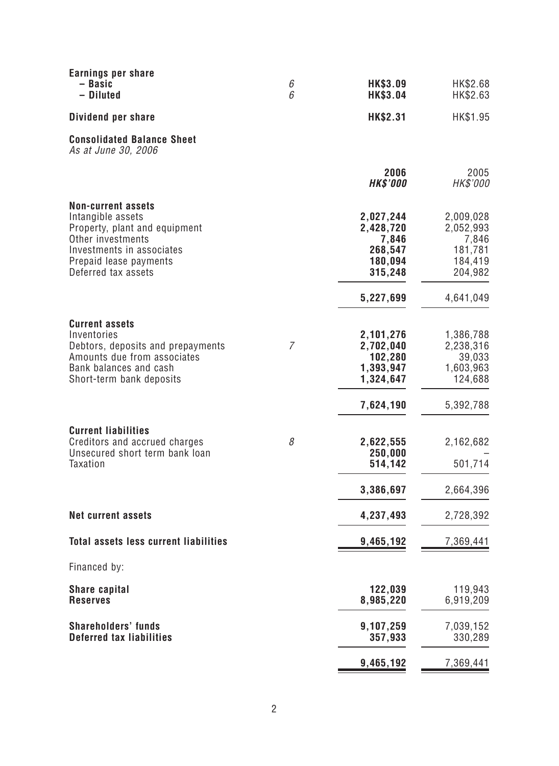| | Notes | | |
|---|---|---|---|
| **Earnings per share** | | | |
| **– Basic** | *6* | **HK$3.09** | HK$2.68 |
| **– Diluted** | *6* | **HK$3.04** | HK$2.63 |
| **Dividend per share** | | **HK$2.31** | HK$1.95 |

## Consolidated Balance Sheet

*As at June 30, 2006*

| | Notes | **2006** | 2005 |
|---|---|---|---|
| | | ***HK$'000*** | *HK$'000* |
| **Non-current assets** | | | |
| Intangible assets | | **2,027,244** | 2,009,028 |
| Property, plant and equipment | | **2,428,720** | 2,052,993 |
| Other investments | | **7,846** | 7,846 |
| Investments in associates | | **268,547** | 181,781 |
| Prepaid lease payments | | **180,094** | 184,419 |
| Deferred tax assets | | **315,248** | 204,982 |
| | | **5,227,699** | 4,641,049 |
| **Current assets** | | | |
| Inventories | | **2,101,276** | 1,386,788 |
| Debtors, deposits and prepayments | *7* | **2,702,040** | 2,238,316 |
| Amounts due from associates | | **102,280** | 39,033 |
| Bank balances and cash | | **1,393,947** | 1,603,963 |
| Short-term bank deposits | | **1,324,647** | 124,688 |
| | | **7,624,190** | 5,392,788 |
| **Current liabilities** | | | |
| Creditors and accrued charges | *8* | **2,622,555** | 2,162,682 |
| Unsecured short term bank loan | | **250,000** | – |
| Taxation | | **514,142** | 501,714 |
| | | **3,386,697** | 2,664,396 |
| **Net current assets** | | **4,237,493** | 2,728,392 |
| **Total assets less current liabilities** | | **9,465,192** | 7,369,441 |
| Financed by: | | | |
| **Share capital** | | **122,039** | 119,943 |
| **Reserves** | | **8,985,220** | 6,919,209 |
| **Shareholders' funds** | | **9,107,259** | 7,039,152 |
| **Deferred tax liabilities** | | **357,933** | 330,289 |
| | | **9,465,192** | 7,369,441 |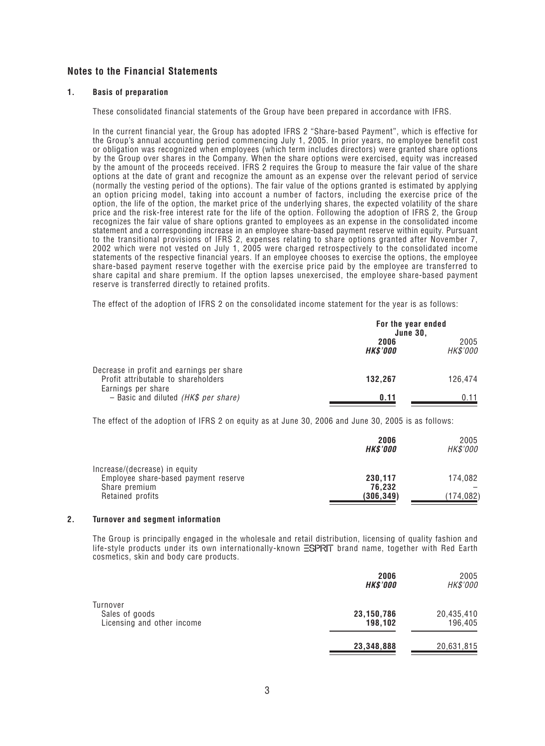## Notes to the Financial Statements

### 1. Basis of preparation

These consolidated financial statements of the Group have been prepared in accordance with IFRS.

In the current financial year, the Group has adopted IFRS 2 "Share-based Payment", which is effective for the Group's annual accounting period commencing July 1, 2005. In prior years, no employee benefit cost or obligation was recognized when employees (which term includes directors) were granted share options by the Group over shares in the Company. When the share options were exercised, equity was increased by the amount of the proceeds received. IFRS 2 requires the Group to measure the fair value of the share options at the date of grant and recognize the amount as an expense over the relevant period of service (normally the vesting period of the options). The fair value of the options granted is estimated by applying an option pricing model, taking into account a number of factors, including the exercise price of the option, the life of the option, the market price of the underlying shares, the expected volatility of the share price and the risk-free interest rate for the life of the option. Following the adoption of IFRS 2, the Group recognizes the fair value of share options granted to employees as an expense in the consolidated income statement and a corresponding increase in an employee share-based payment reserve within equity. Pursuant to the transitional provisions of IFRS 2, expenses relating to share options granted after November 7, 2002 which were not vested on July 1, 2005 were charged retrospectively to the consolidated income statements of the respective financial years. If an employee chooses to exercise the options, the employee share-based payment reserve together with the exercise price paid by the employee are transferred to share capital and share premium. If the option lapses unexercised, the employee share-based payment reserve is transferred directly to retained profits.

The effect of the adoption of IFRS 2 on the consolidated income statement for the year is as follows:

| | For the year ended June 30, | |
|---|---|---|
| | **2006** | 2005 |
| | ***HK$'000*** | *HK$'000* |
| Decrease in profit and earnings per share | | |
| Profit attributable to shareholders | **132,267** | 126,474 |
| Earnings per share | | |
| – Basic and diluted *(HK$ per share)* | **0.11** | 0.11 |

The effect of the adoption of IFRS 2 on equity as at June 30, 2006 and June 30, 2005 is as follows:

| | **2006** | 2005 |
|---|---|---|
| | ***HK$'000*** | *HK$'000* |
| Increase/(decrease) in equity | | |
| Employee share-based payment reserve | **230,117** | 174,082 |
| Share premium | **76,232** | – |
| Retained profits | **(306,349)** | (174,082) |

### 2. Turnover and segment information

The Group is principally engaged in the wholesale and retail distribution, licensing of quality fashion and life-style products under its own internationally-known ESPRIT brand name, together with Red Earth cosmetics, skin and body care products.

| | **2006** | 2005 |
|---|---|---|
| | ***HK$'000*** | *HK$'000* |
| Turnover | | |
| Sales of goods | **23,150,786** | 20,435,410 |
| Licensing and other income | **198,102** | 196,405 |
| | **23,348,888** | 20,631,815 |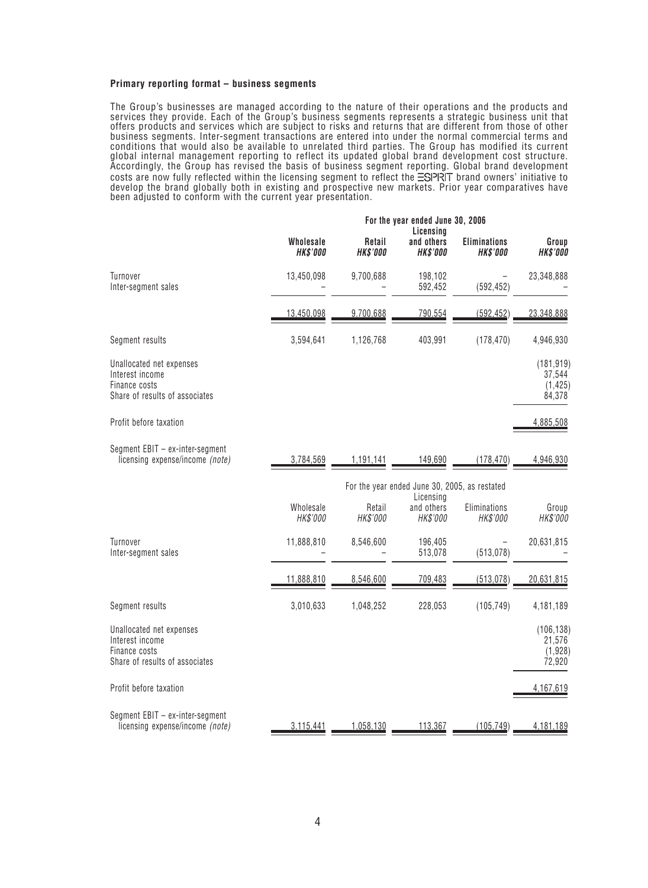**Primary reporting format – business segments**

The Group's businesses are managed according to the nature of their operations and the products and services they provide. Each of the Group's business segments represents a strategic business unit that offers products and services which are subject to risks and returns that are different from those of other business segments. Inter-segment transactions are entered into under the normal commercial terms and conditions that would also be available to unrelated third parties. The Group has modified its current global internal management reporting to reflect its updated global brand development cost structure. Accordingly, the Group has revised the basis of business segment reporting. Global brand development costs are now fully reflected within the licensing segment to reflect the ESPRIT brand owners' initiative to develop the brand globally both in existing and prospective new markets. Prior year comparatives have been adjusted to conform with the current year presentation.

| | For the year ended June 30, 2006 | | | | |
|---|---|---|---|---|---|
| | **Wholesale** *HK$'000* | **Retail** *HK$'000* | **Licensing and others** *HK$'000* | **Eliminations** *HK$'000* | **Group** *HK$'000* |
| Turnover | 13,450,098 | 9,700,688 | 198,102 | – | 23,348,888 |
| Inter-segment sales | – | – | 592,452 | (592,452) | – |
| | 13,450,098 | 9,700,688 | 790,554 | (592,452) | 23,348,888 |
| Segment results | 3,594,641 | 1,126,768 | 403,991 | (178,470) | 4,946,930 |
| Unallocated net expenses | | | | | (181,919) |
| Interest income | | | | | 37,544 |
| Finance costs | | | | | (1,425) |
| Share of results of associates | | | | | 84,378 |
| Profit before taxation | | | | | 4,885,508 |
| Segment EBIT – ex-inter-segment licensing expense/income *(note)* | 3,784,569 | 1,191,141 | 149,690 | (178,470) | 4,946,930 |

| | For the year ended June 30, 2005, as restated | | | | |
|---|---|---|---|---|---|
| | Wholesale *HK$'000* | Retail *HK$'000* | Licensing and others *HK$'000* | Eliminations *HK$'000* | Group *HK$'000* |
| Turnover | 11,888,810 | 8,546,600 | 196,405 | – | 20,631,815 |
| Inter-segment sales | – | – | 513,078 | (513,078) | – |
| | 11,888,810 | 8,546,600 | 709,483 | (513,078) | 20,631,815 |
| Segment results | 3,010,633 | 1,048,252 | 228,053 | (105,749) | 4,181,189 |
| Unallocated net expenses | | | | | (106,138) |
| Interest income | | | | | 21,576 |
| Finance costs | | | | | (1,928) |
| Share of results of associates | | | | | 72,920 |
| Profit before taxation | | | | | 4,167,619 |
| Segment EBIT – ex-inter-segment licensing expense/income *(note)* | 3,115,441 | 1,058,130 | 113,367 | (105,749) | 4,181,189 |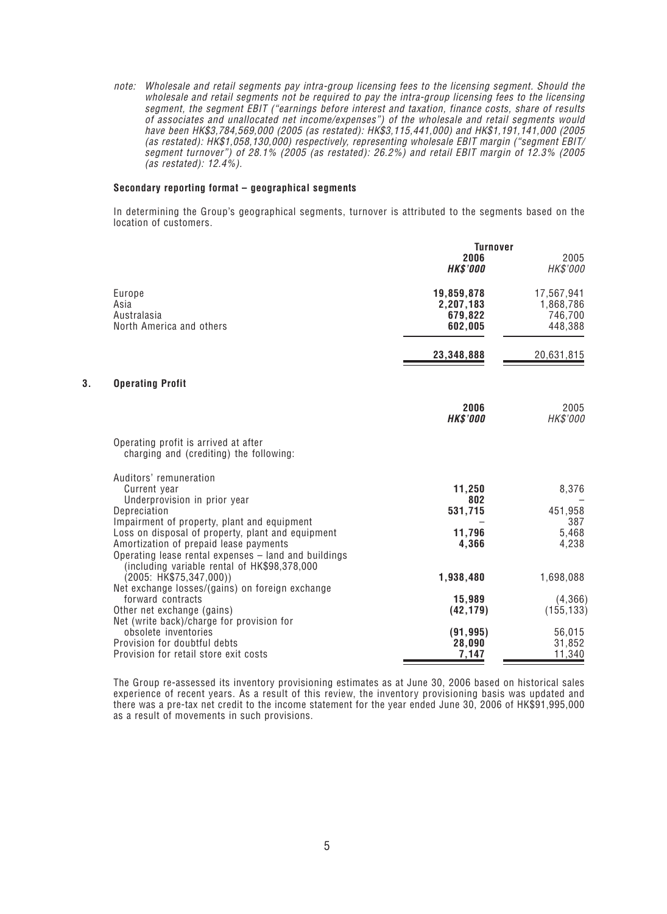*note: Wholesale and retail segments pay intra-group licensing fees to the licensing segment. Should the wholesale and retail segments not be required to pay the intra-group licensing fees to the licensing segment, the segment EBIT ("earnings before interest and taxation, finance costs, share of results of associates and unallocated net income/expenses") of the wholesale and retail segments would have been HK$3,784,569,000 (2005 (as restated): HK$3,115,441,000) and HK$1,191,141,000 (2005 (as restated): HK$1,058,130,000) respectively, representing wholesale EBIT margin ("segment EBIT/ segment turnover") of 28.1% (2005 (as restated): 26.2%) and retail EBIT margin of 12.3% (2005 (as restated): 12.4%).*

**Secondary reporting format – geographical segments**

In determining the Group's geographical segments, turnover is attributed to the segments based on the location of customers.

| | Turnover | |
|---|---|---|
| | **2006** | 2005 |
| | ***HK$'000*** | *HK$'000* |
| Europe | **19,859,878** | 17,567,941 |
| Asia | **2,207,183** | 1,868,786 |
| Australasia | **679,822** | 746,700 |
| North America and others | **602,005** | 448,388 |
| | **23,348,888** | 20,631,815 |

## 3. Operating Profit

| | **2006** | 2005 |
|---|---|---|
| | ***HK$'000*** | *HK$'000* |
| Operating profit is arrived at after charging and (crediting) the following: | | |
| Auditors' remuneration | | |
| Current year | **11,250** | 8,376 |
| Underprovision in prior year | **802** | – |
| Depreciation | **531,715** | 451,958 |
| Impairment of property, plant and equipment | – | 387 |
| Loss on disposal of property, plant and equipment | **11,796** | 5,468 |
| Amortization of prepaid lease payments | **4,366** | 4,238 |
| Operating lease rental expenses – land and buildings (including variable rental of HK$98,378,000 (2005: HK$75,347,000)) | **1,938,480** | 1,698,088 |
| Net exchange losses/(gains) on foreign exchange forward contracts | **15,989** | (4,366) |
| Other net exchange (gains) | **(42,179)** | (155,133) |
| Net (write back)/charge for provision for obsolete inventories | **(91,995)** | 56,015 |
| Provision for doubtful debts | **28,090** | 31,852 |
| Provision for retail store exit costs | **7,147** | 11,340 |

The Group re-assessed its inventory provisioning estimates as at June 30, 2006 based on historical sales experience of recent years. As a result of this review, the inventory provisioning basis was updated and there was a pre-tax net credit to the income statement for the year ended June 30, 2006 of HK$91,995,000 as a result of movements in such provisions.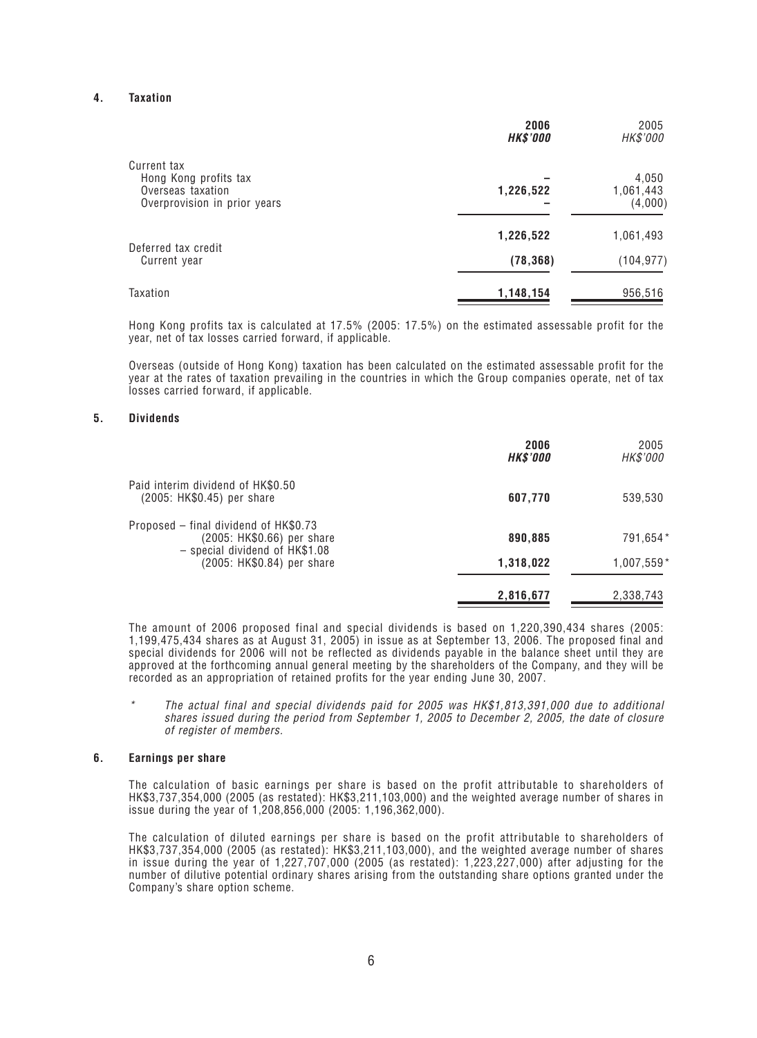## 4. Taxation

| | **2006** *HK$'000* | 2005 *HK$'000* |
|---|---|---|
| Current tax | | |
| Hong Kong profits tax | – | 4,050 |
| Overseas taxation | **1,226,522** | 1,061,443 |
| Overprovision in prior years | – | (4,000) |
| | **1,226,522** | 1,061,493 |
| Deferred tax credit | | |
| Current year | **(78,368)** | (104,977) |
| Taxation | **1,148,154** | 956,516 |

Hong Kong profits tax is calculated at 17.5% (2005: 17.5%) on the estimated assessable profit for the year, net of tax losses carried forward, if applicable.

Overseas (outside of Hong Kong) taxation has been calculated on the estimated assessable profit for the year at the rates of taxation prevailing in the countries in which the Group companies operate, net of tax losses carried forward, if applicable.

## 5. Dividends

| | **2006** *HK$'000* | 2005 *HK$'000* |
|---|---|---|
| Paid interim dividend of HK$0.50 (2005: HK$0.45) per share | **607,770** | 539,530 |
| Proposed – final dividend of HK$0.73 (2005: HK$0.66) per share | **890,885** | 791,654* |
| – special dividend of HK$1.08 (2005: HK$0.84) per share | **1,318,022** | 1,007,559* |
| | **2,816,677** | 2,338,743 |

The amount of 2006 proposed final and special dividends is based on 1,220,390,434 shares (2005: 1,199,475,434 shares as at August 31, 2005) in issue as at September 13, 2006. The proposed final and special dividends for 2006 will not be reflected as dividends payable in the balance sheet until they are approved at the forthcoming annual general meeting by the shareholders of the Company, and they will be recorded as an appropriation of retained profits for the year ending June 30, 2007.

\* *The actual final and special dividends paid for 2005 was HK$1,813,391,000 due to additional shares issued during the period from September 1, 2005 to December 2, 2005, the date of closure of register of members.*

## 6. Earnings per share

The calculation of basic earnings per share is based on the profit attributable to shareholders of HK$3,737,354,000 (2005 (as restated): HK$3,211,103,000) and the weighted average number of shares in issue during the year of 1,208,856,000 (2005: 1,196,362,000).

The calculation of diluted earnings per share is based on the profit attributable to shareholders of HK$3,737,354,000 (2005 (as restated): HK$3,211,103,000), and the weighted average number of shares in issue during the year of 1,227,707,000 (2005 (as restated): 1,223,227,000) after adjusting for the number of dilutive potential ordinary shares arising from the outstanding share options granted under the Company's share option scheme.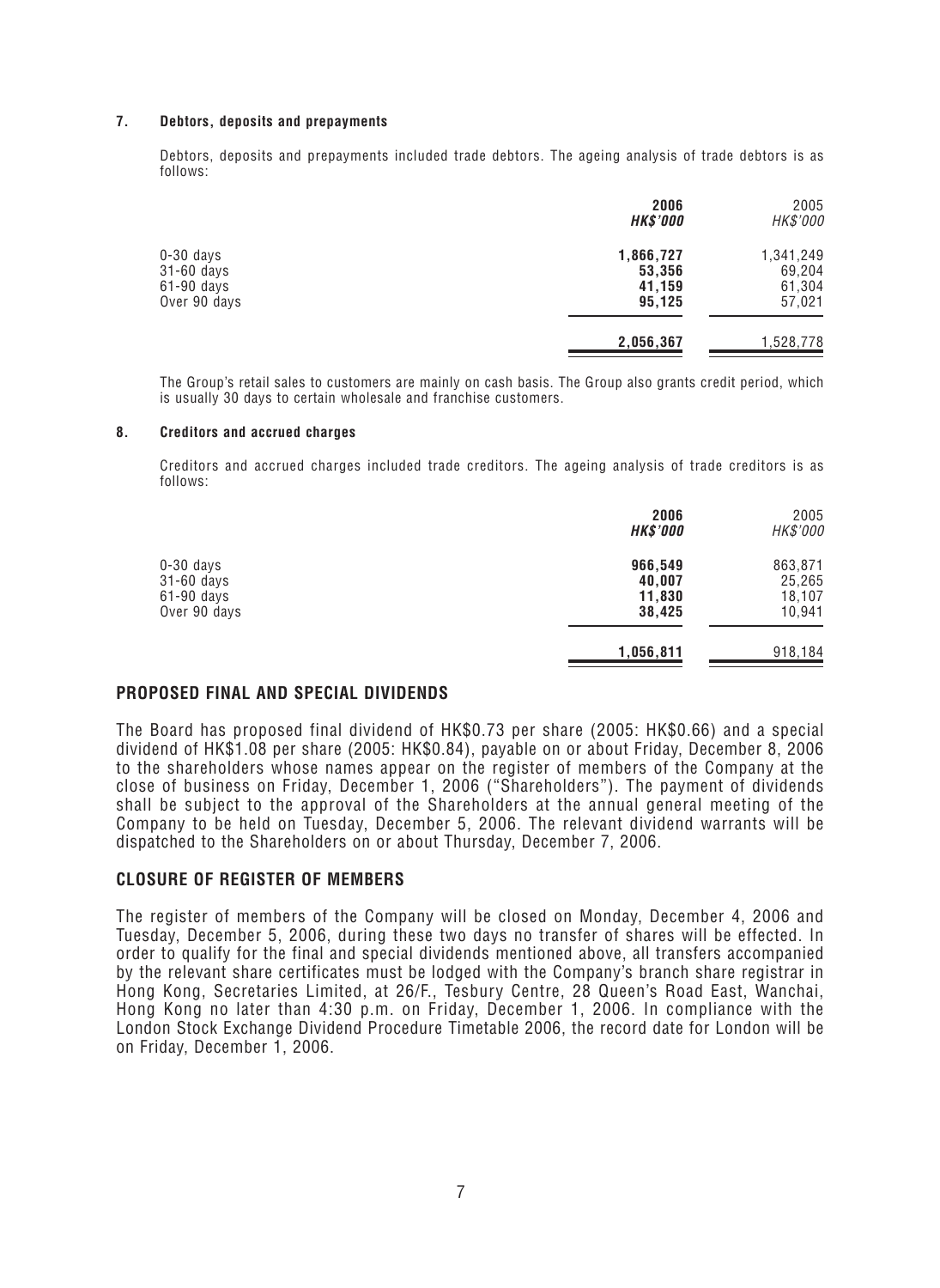### 7. Debtors, deposits and prepayments

Debtors, deposits and prepayments included trade debtors. The ageing analysis of trade debtors is as follows:

| | **2006** | 2005 |
|---|---|---|
| | ***HK$'000*** | *HK$'000* |
| 0-30 days | **1,866,727** | 1,341,249 |
| 31-60 days | **53,356** | 69,204 |
| 61-90 days | **41,159** | 61,304 |
| Over 90 days | **95,125** | 57,021 |
| | **2,056,367** | 1,528,778 |

The Group's retail sales to customers are mainly on cash basis. The Group also grants credit period, which is usually 30 days to certain wholesale and franchise customers.

### 8. Creditors and accrued charges

Creditors and accrued charges included trade creditors. The ageing analysis of trade creditors is as follows:

| | **2006** | 2005 |
|---|---|---|
| | ***HK$'000*** | *HK$'000* |
| 0-30 days | **966,549** | 863,871 |
| 31-60 days | **40,007** | 25,265 |
| 61-90 days | **11,830** | 18,107 |
| Over 90 days | **38,425** | 10,941 |
| | **1,056,811** | 918,184 |

## PROPOSED FINAL AND SPECIAL DIVIDENDS

The Board has proposed final dividend of HK$0.73 per share (2005: HK$0.66) and a special dividend of HK$1.08 per share (2005: HK$0.84), payable on or about Friday, December 8, 2006 to the shareholders whose names appear on the register of members of the Company at the close of business on Friday, December 1, 2006 ("Shareholders"). The payment of dividends shall be subject to the approval of the Shareholders at the annual general meeting of the Company to be held on Tuesday, December 5, 2006. The relevant dividend warrants will be dispatched to the Shareholders on or about Thursday, December 7, 2006.

## CLOSURE OF REGISTER OF MEMBERS

The register of members of the Company will be closed on Monday, December 4, 2006 and Tuesday, December 5, 2006, during these two days no transfer of shares will be effected. In order to qualify for the final and special dividends mentioned above, all transfers accompanied by the relevant share certificates must be lodged with the Company's branch share registrar in Hong Kong, Secretaries Limited, at 26/F., Tesbury Centre, 28 Queen's Road East, Wanchai, Hong Kong no later than 4:30 p.m. on Friday, December 1, 2006. In compliance with the London Stock Exchange Dividend Procedure Timetable 2006, the record date for London will be on Friday, December 1, 2006.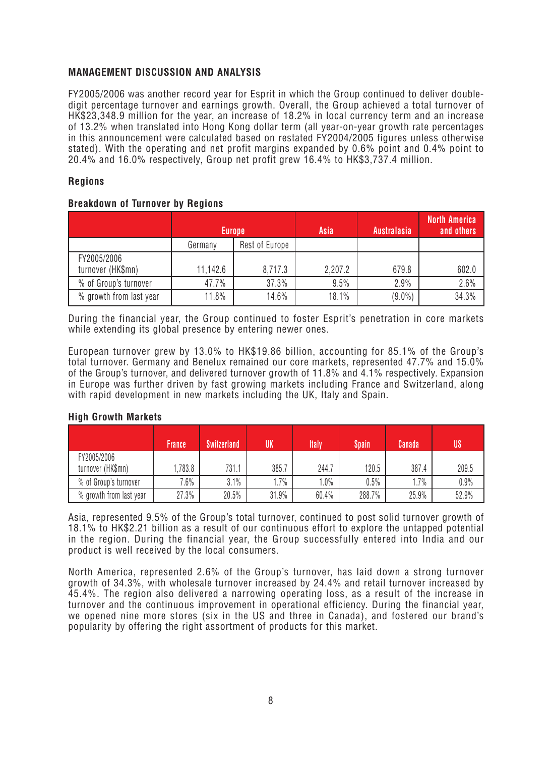## MANAGEMENT DISCUSSION AND ANALYSIS

FY2005/2006 was another record year for Esprit in which the Group continued to deliver double-digit percentage turnover and earnings growth. Overall, the Group achieved a total turnover of HK$23,348.9 million for the year, an increase of 18.2% in local currency term and an increase of 13.2% when translated into Hong Kong dollar term (all year-on-year growth rate percentages in this announcement were calculated based on restated FY2004/2005 figures unless otherwise stated). With the operating and net profit margins expanded by 0.6% point and 0.4% point to 20.4% and 16.0% respectively, Group net profit grew 16.4% to HK$3,737.4 million.

### Regions

**Breakdown of Turnover by Regions**

| | Europe | | Asia | Australasia | North America and others |
|---|---|---|---|---|---|
| | Germany | Rest of Europe | | | |
| FY2005/2006 turnover (HK$mn) | 11,142.6 | 8,717.3 | 2,207.2 | 679.8 | 602.0 |
| % of Group's turnover | 47.7% | 37.3% | 9.5% | 2.9% | 2.6% |
| % growth from last year | 11.8% | 14.6% | 18.1% | (9.0%) | 34.3% |

During the financial year, the Group continued to foster Esprit's penetration in core markets while extending its global presence by entering newer ones.

European turnover grew by 13.0% to HK$19.86 billion, accounting for 85.1% of the Group's total turnover. Germany and Benelux remained our core markets, represented 47.7% and 15.0% of the Group's turnover, and delivered turnover growth of 11.8% and 4.1% respectively. Expansion in Europe was further driven by fast growing markets including France and Switzerland, along with rapid development in new markets including the UK, Italy and Spain.

**High Growth Markets**

| | France | Switzerland | UK | Italy | Spain | Canada | US |
|---|---|---|---|---|---|---|---|
| FY2005/2006 turnover (HK$mn) | 1,783.8 | 731.1 | 385.7 | 244.7 | 120.5 | 387.4 | 209.5 |
| % of Group's turnover | 7.6% | 3.1% | 1.7% | 1.0% | 0.5% | 1.7% | 0.9% |
| % growth from last year | 27.3% | 20.5% | 31.9% | 60.4% | 288.7% | 25.9% | 52.9% |

Asia, represented 9.5% of the Group's total turnover, continued to post solid turnover growth of 18.1% to HK$2.21 billion as a result of our continuous effort to explore the untapped potential in the region. During the financial year, the Group successfully entered into India and our product is well received by the local consumers.

North America, represented 2.6% of the Group's turnover, has laid down a strong turnover growth of 34.3%, with wholesale turnover increased by 24.4% and retail turnover increased by 45.4%. The region also delivered a narrowing operating loss, as a result of the increase in turnover and the continuous improvement in operational efficiency. During the financial year, we opened nine more stores (six in the US and three in Canada), and fostered our brand's popularity by offering the right assortment of products for this market.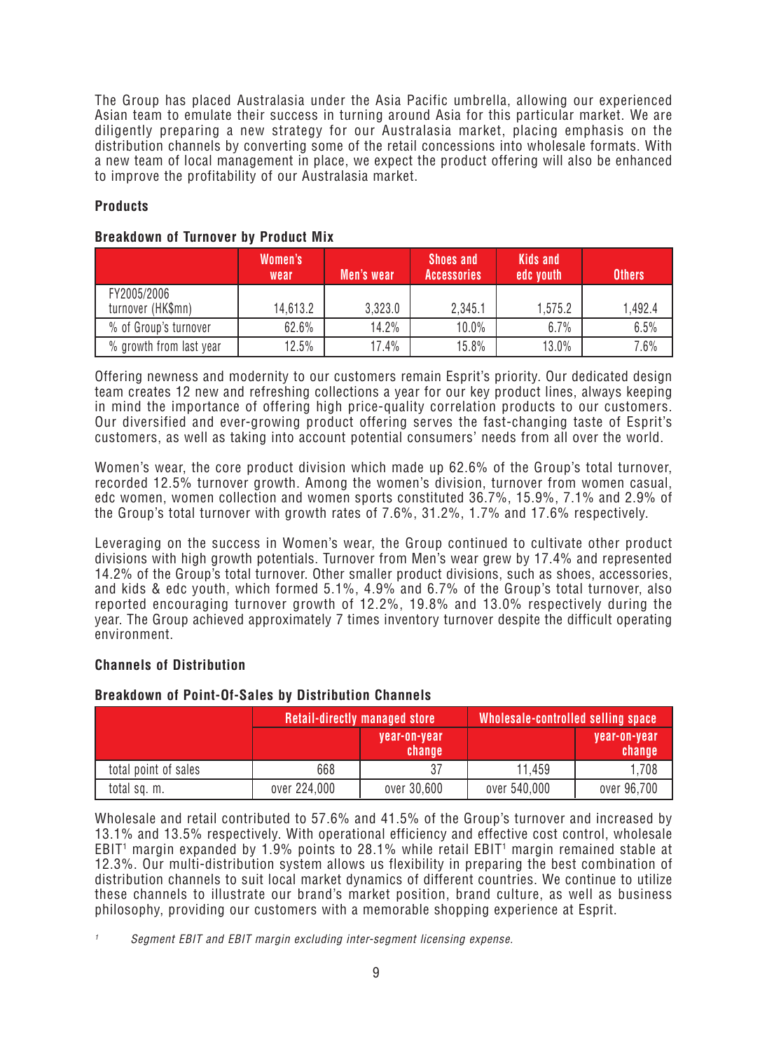The Group has placed Australasia under the Asia Pacific umbrella, allowing our experienced Asian team to emulate their success in turning around Asia for this particular market. We are diligently preparing a new strategy for our Australasia market, placing emphasis on the distribution channels by converting some of the retail concessions into wholesale formats. With a new team of local management in place, we expect the product offering will also be enhanced to improve the profitability of our Australasia market.

### Products

**Breakdown of Turnover by Product Mix**

| | Women's wear | Men's wear | Shoes and Accessories | Kids and edc youth | Others |
|---|---|---|---|---|---|
| FY2005/2006 turnover (HK$mn) | 14,613.2 | 3,323.0 | 2,345.1 | 1,575.2 | 1,492.4 |
| % of Group's turnover | 62.6% | 14.2% | 10.0% | 6.7% | 6.5% |
| % growth from last year | 12.5% | 17.4% | 15.8% | 13.0% | 7.6% |

Offering newness and modernity to our customers remain Esprit's priority. Our dedicated design team creates 12 new and refreshing collections a year for our key product lines, always keeping in mind the importance of offering high price-quality correlation products to our customers. Our diversified and ever-growing product offering serves the fast-changing taste of Esprit's customers, as well as taking into account potential consumers' needs from all over the world.

Women's wear, the core product division which made up 62.6% of the Group's total turnover, recorded 12.5% turnover growth. Among the women's division, turnover from women casual, edc women, women collection and women sports constituted 36.7%, 15.9%, 7.1% and 2.9% of the Group's total turnover with growth rates of 7.6%, 31.2%, 1.7% and 17.6% respectively.

Leveraging on the success in Women's wear, the Group continued to cultivate other product divisions with high growth potentials. Turnover from Men's wear grew by 17.4% and represented 14.2% of the Group's total turnover. Other smaller product divisions, such as shoes, accessories, and kids & edc youth, which formed 5.1%, 4.9% and 6.7% of the Group's total turnover, also reported encouraging turnover growth of 12.2%, 19.8% and 13.0% respectively during the year. The Group achieved approximately 7 times inventory turnover despite the difficult operating environment.

### Channels of Distribution

**Breakdown of Point-Of-Sales by Distribution Channels**

| | Retail-directly managed store | | Wholesale-controlled selling space | |
|---|---|---|---|---|
| | | year-on-year change | | year-on-year change |
| total point of sales | 668 | 37 | 11,459 | 1,708 |
| total sq. m. | over 224,000 | over 30,600 | over 540,000 | over 96,700 |

Wholesale and retail contributed to 57.6% and 41.5% of the Group's turnover and increased by 13.1% and 13.5% respectively. With operational efficiency and effective cost control, wholesale EBIT[1] margin expanded by 1.9% points to 28.1% while retail EBIT[1] margin remained stable at 12.3%. Our multi-distribution system allows us flexibility in preparing the best combination of distribution channels to suit local market dynamics of different countries. We continue to utilize these channels to illustrate our brand's market position, brand culture, as well as business philosophy, providing our customers with a memorable shopping experience at Esprit.

[1] *Segment EBIT and EBIT margin excluding inter-segment licensing expense.*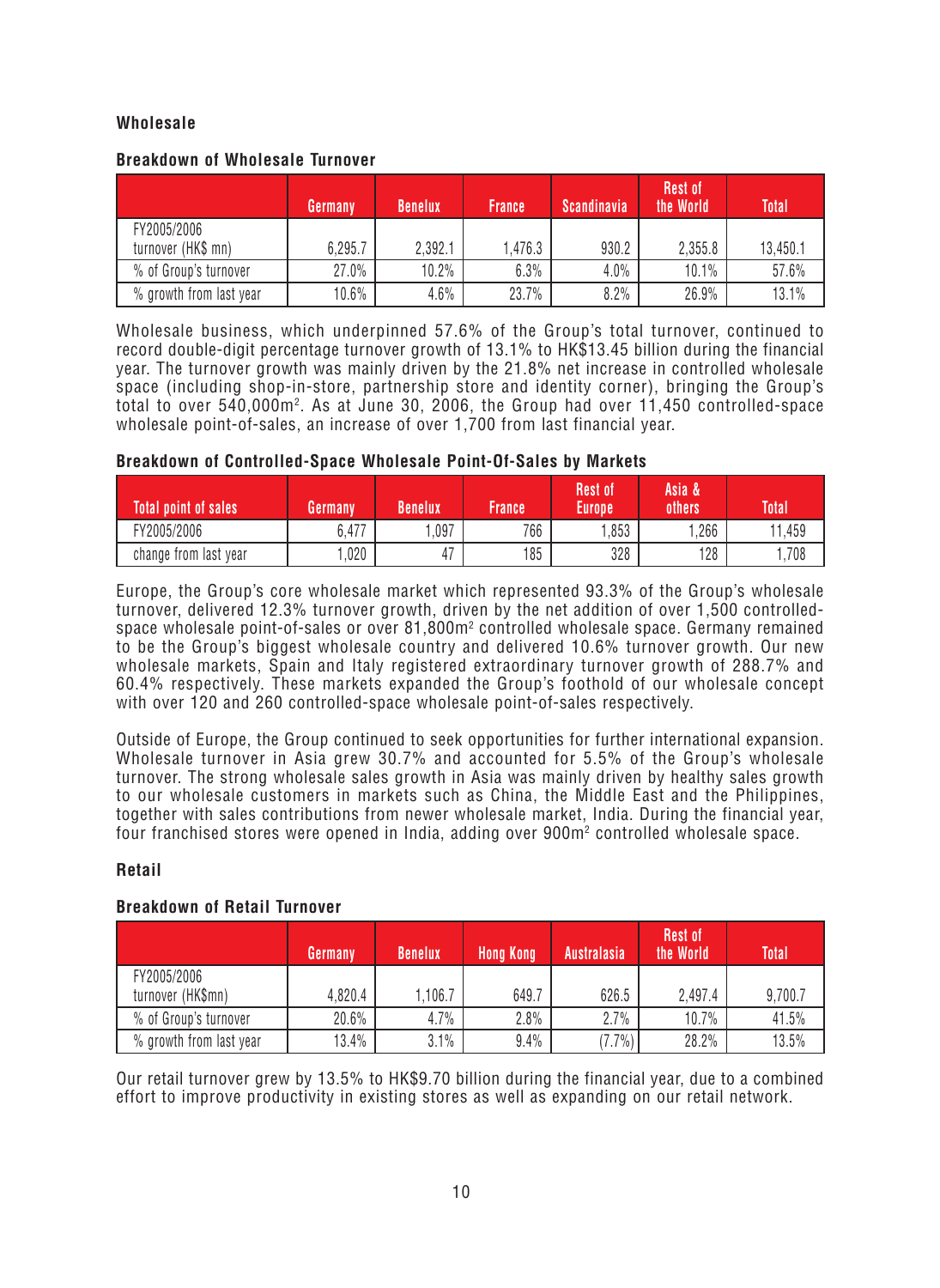### Wholesale

#### Breakdown of Wholesale Turnover

| | Germany | Benelux | France | Scandinavia | Rest of the World | Total |
|---|---|---|---|---|---|---|
| FY2005/2006 turnover (HK$ mn) | 6,295.7 | 2,392.1 | 1,476.3 | 930.2 | 2,355.8 | 13,450.1 |
| % of Group's turnover | 27.0% | 10.2% | 6.3% | 4.0% | 10.1% | 57.6% |
| % growth from last year | 10.6% | 4.6% | 23.7% | 8.2% | 26.9% | 13.1% |

Wholesale business, which underpinned 57.6% of the Group's total turnover, continued to record double-digit percentage turnover growth of 13.1% to HK$13.45 billion during the financial year. The turnover growth was mainly driven by the 21.8% net increase in controlled wholesale space (including shop-in-store, partnership store and identity corner), bringing the Group's total to over 540,000m². As at June 30, 2006, the Group had over 11,450 controlled-space wholesale point-of-sales, an increase of over 1,700 from last financial year.

#### Breakdown of Controlled-Space Wholesale Point-Of-Sales by Markets

| Total point of sales | Germany | Benelux | France | Rest of Europe | Asia & others | Total |
|---|---|---|---|---|---|---|
| FY2005/2006 | 6,477 | 1,097 | 766 | 1,853 | 1,266 | 11,459 |
| change from last year | 1,020 | 47 | 185 | 328 | 128 | 1,708 |

Europe, the Group's core wholesale market which represented 93.3% of the Group's wholesale turnover, delivered 12.3% turnover growth, driven by the net addition of over 1,500 controlled-space wholesale point-of-sales or over 81,800m² controlled wholesale space. Germany remained to be the Group's biggest wholesale country and delivered 10.6% turnover growth. Our new wholesale markets, Spain and Italy registered extraordinary turnover growth of 288.7% and 60.4% respectively. These markets expanded the Group's foothold of our wholesale concept with over 120 and 260 controlled-space wholesale point-of-sales respectively.

Outside of Europe, the Group continued to seek opportunities for further international expansion. Wholesale turnover in Asia grew 30.7% and accounted for 5.5% of the Group's wholesale turnover. The strong wholesale sales growth in Asia was mainly driven by healthy sales growth to our wholesale customers in markets such as China, the Middle East and the Philippines, together with sales contributions from newer wholesale market, India. During the financial year, four franchised stores were opened in India, adding over 900m² controlled wholesale space.

### Retail

#### Breakdown of Retail Turnover

| | Germany | Benelux | Hong Kong | Australasia | Rest of the World | Total |
|---|---|---|---|---|---|---|
| FY2005/2006 turnover (HK$mn) | 4,820.4 | 1,106.7 | 649.7 | 626.5 | 2,497.4 | 9,700.7 |
| % of Group's turnover | 20.6% | 4.7% | 2.8% | 2.7% | 10.7% | 41.5% |
| % growth from last year | 13.4% | 3.1% | 9.4% | (7.7%) | 28.2% | 13.5% |

Our retail turnover grew by 13.5% to HK$9.70 billion during the financial year, due to a combined effort to improve productivity in existing stores as well as expanding on our retail network.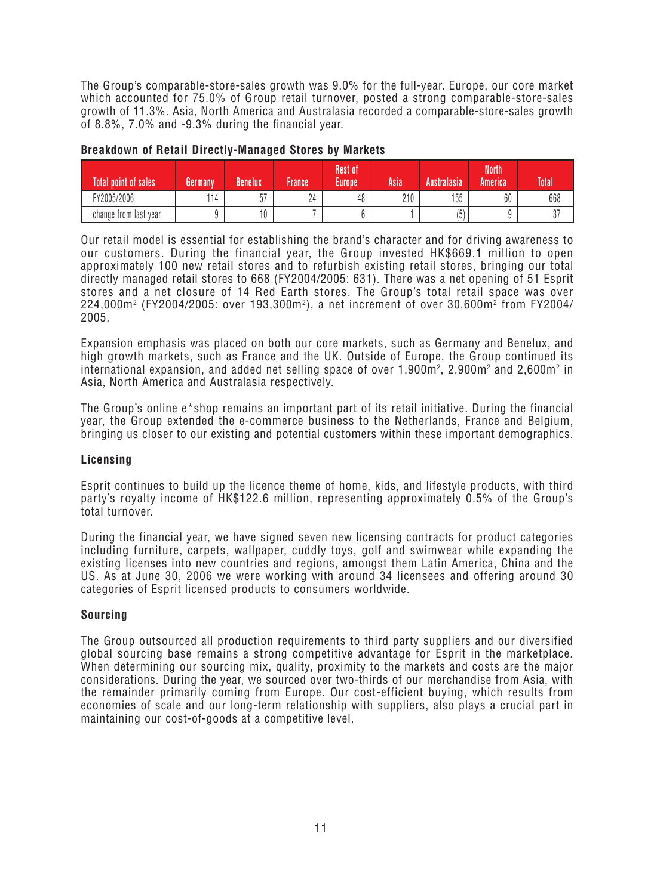The Group's comparable-store-sales growth was 9.0% for the full-year. Europe, our core market which accounted for 75.0% of Group retail turnover, posted a strong comparable-store-sales growth of 11.3%. Asia, North America and Australasia recorded a comparable-store-sales growth of 8.8%, 7.0% and -9.3% during the financial year.

**Breakdown of Retail Directly-Managed Stores by Markets**

| Total point of sales | Germany | Benelux | France | Rest of Europe | Asia | Australasia | North America | Total |
|---|---|---|---|---|---|---|---|---|
| FY2005/2006 | 114 | 57 | 24 | 48 | 210 | 155 | 60 | 668 |
| change from last year | 9 | 10 | 7 | 6 | 1 | (5) | 9 | 37 |

Our retail model is essential for establishing the brand's character and for driving awareness to our customers. During the financial year, the Group invested HK$669.1 million to open approximately 100 new retail stores and to refurbish existing retail stores, bringing our total directly managed retail stores to 668 (FY2004/2005: 631). There was a net opening of 51 Esprit stores and a net closure of 14 Red Earth stores. The Group's total retail space was over 224,000m$^2$ (FY2004/2005: over 193,300m$^2$), a net increment of over 30,600m$^2$ from FY2004/2005.

Expansion emphasis was placed on both our core markets, such as Germany and Benelux, and high growth markets, such as France and the UK. Outside of Europe, the Group continued its international expansion, and added net selling space of over 1,900m$^2$, 2,900m$^2$ and 2,600m$^2$ in Asia, North America and Australasia respectively.

The Group's online e*shop remains an important part of its retail initiative. During the financial year, the Group extended the e-commerce business to the Netherlands, France and Belgium, bringing us closer to our existing and potential customers within these important demographics.

### Licensing

Esprit continues to build up the licence theme of home, kids, and lifestyle products, with third party's royalty income of HK$122.6 million, representing approximately 0.5% of the Group's total turnover.

During the financial year, we have signed seven new licensing contracts for product categories including furniture, carpets, wallpaper, cuddly toys, golf and swimwear while expanding the existing licenses into new countries and regions, amongst them Latin America, China and the US. As at June 30, 2006 we were working with around 34 licensees and offering around 30 categories of Esprit licensed products to consumers worldwide.

### Sourcing

The Group outsourced all production requirements to third party suppliers and our diversified global sourcing base remains a strong competitive advantage for Esprit in the marketplace. When determining our sourcing mix, quality, proximity to the markets and costs are the major considerations. During the year, we sourced over two-thirds of our merchandise from Asia, with the remainder primarily coming from Europe. Our cost-efficient buying, which results from economies of scale and our long-term relationship with suppliers, also plays a crucial part in maintaining our cost-of-goods at a competitive level.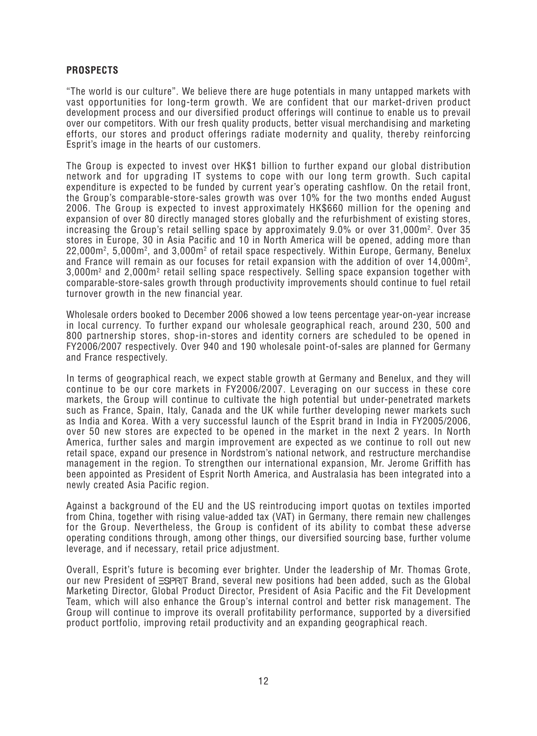## PROSPECTS

"The world is our culture". We believe there are huge potentials in many untapped markets with vast opportunities for long-term growth. We are confident that our market-driven product development process and our diversified product offerings will continue to enable us to prevail over our competitors. With our fresh quality products, better visual merchandising and marketing efforts, our stores and product offerings radiate modernity and quality, thereby reinforcing Esprit's image in the hearts of our customers.

The Group is expected to invest over HK$1 billion to further expand our global distribution network and for upgrading IT systems to cope with our long term growth. Such capital expenditure is expected to be funded by current year's operating cashflow. On the retail front, the Group's comparable-store-sales growth was over 10% for the two months ended August 2006. The Group is expected to invest approximately HK$660 million for the opening and expansion of over 80 directly managed stores globally and the refurbishment of existing stores, increasing the Group's retail selling space by approximately 9.0% or over 31,000m$^2$. Over 35 stores in Europe, 30 in Asia Pacific and 10 in North America will be opened, adding more than 22,000m$^2$, 5,000m$^2$, and 3,000m$^2$ of retail space respectively. Within Europe, Germany, Benelux and France will remain as our focuses for retail expansion with the addition of over 14,000m$^2$, 3,000m$^2$ and 2,000m$^2$ retail selling space respectively. Selling space expansion together with comparable-store-sales growth through productivity improvements should continue to fuel retail turnover growth in the new financial year.

Wholesale orders booked to December 2006 showed a low teens percentage year-on-year increase in local currency. To further expand our wholesale geographical reach, around 230, 500 and 800 partnership stores, shop-in-stores and identity corners are scheduled to be opened in FY2006/2007 respectively. Over 940 and 190 wholesale point-of-sales are planned for Germany and France respectively.

In terms of geographical reach, we expect stable growth at Germany and Benelux, and they will continue to be our core markets in FY2006/2007. Leveraging on our success in these core markets, the Group will continue to cultivate the high potential but under-penetrated markets such as France, Spain, Italy, Canada and the UK while further developing newer markets such as India and Korea. With a very successful launch of the Esprit brand in India in FY2005/2006, over 50 new stores are expected to be opened in the market in the next 2 years. In North America, further sales and margin improvement are expected as we continue to roll out new retail space, expand our presence in Nordstrom's national network, and restructure merchandise management in the region. To strengthen our international expansion, Mr. Jerome Griffith has been appointed as President of Esprit North America, and Australasia has been integrated into a newly created Asia Pacific region.

Against a background of the EU and the US reintroducing import quotas on textiles imported from China, together with rising value-added tax (VAT) in Germany, there remain new challenges for the Group. Nevertheless, the Group is confident of its ability to combat these adverse operating conditions through, among other things, our diversified sourcing base, further volume leverage, and if necessary, retail price adjustment.

Overall, Esprit's future is becoming ever brighter. Under the leadership of Mr. Thomas Grote, our new President of ESPRIT Brand, several new positions had been added, such as the Global Marketing Director, Global Product Director, President of Asia Pacific and the Fit Development Team, which will also enhance the Group's internal control and better risk management. The Group will continue to improve its overall profitability performance, supported by a diversified product portfolio, improving retail productivity and an expanding geographical reach.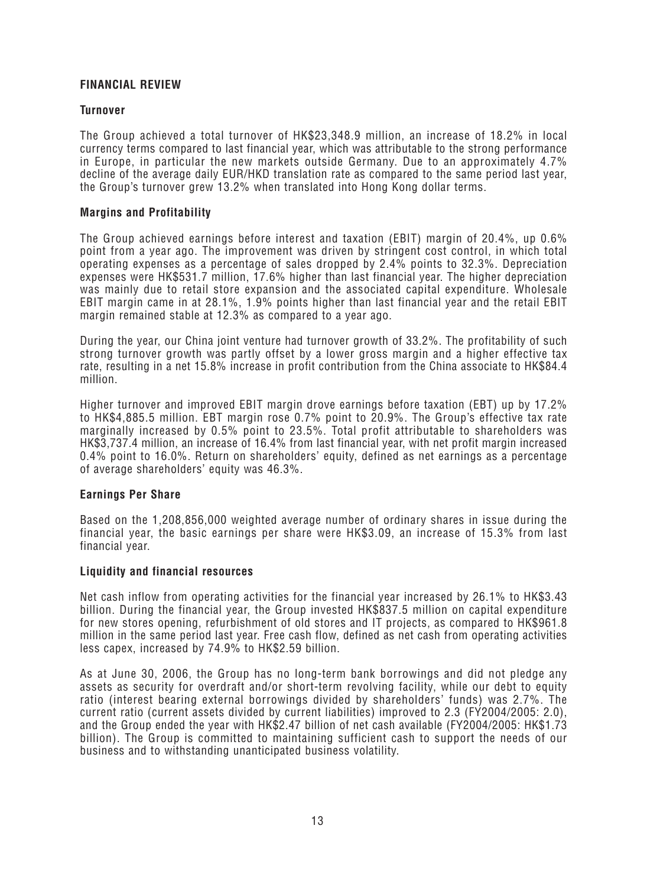## FINANCIAL REVIEW

### Turnover

The Group achieved a total turnover of HK$23,348.9 million, an increase of 18.2% in local currency terms compared to last financial year, which was attributable to the strong performance in Europe, in particular the new markets outside Germany. Due to an approximately 4.7% decline of the average daily EUR/HKD translation rate as compared to the same period last year, the Group's turnover grew 13.2% when translated into Hong Kong dollar terms.

### Margins and Profitability

The Group achieved earnings before interest and taxation (EBIT) margin of 20.4%, up 0.6% point from a year ago. The improvement was driven by stringent cost control, in which total operating expenses as a percentage of sales dropped by 2.4% points to 32.3%. Depreciation expenses were HK$531.7 million, 17.6% higher than last financial year. The higher depreciation was mainly due to retail store expansion and the associated capital expenditure. Wholesale EBIT margin came in at 28.1%, 1.9% points higher than last financial year and the retail EBIT margin remained stable at 12.3% as compared to a year ago.

During the year, our China joint venture had turnover growth of 33.2%. The profitability of such strong turnover growth was partly offset by a lower gross margin and a higher effective tax rate, resulting in a net 15.8% increase in profit contribution from the China associate to HK$84.4 million.

Higher turnover and improved EBIT margin drove earnings before taxation (EBT) up by 17.2% to HK$4,885.5 million. EBT margin rose 0.7% point to 20.9%. The Group's effective tax rate marginally increased by 0.5% point to 23.5%. Total profit attributable to shareholders was HK$3,737.4 million, an increase of 16.4% from last financial year, with net profit margin increased 0.4% point to 16.0%. Return on shareholders' equity, defined as net earnings as a percentage of average shareholders' equity was 46.3%.

### Earnings Per Share

Based on the 1,208,856,000 weighted average number of ordinary shares in issue during the financial year, the basic earnings per share were HK$3.09, an increase of 15.3% from last financial year.

### Liquidity and financial resources

Net cash inflow from operating activities for the financial year increased by 26.1% to HK$3.43 billion. During the financial year, the Group invested HK$837.5 million on capital expenditure for new stores opening, refurbishment of old stores and IT projects, as compared to HK$961.8 million in the same period last year. Free cash flow, defined as net cash from operating activities less capex, increased by 74.9% to HK$2.59 billion.

As at June 30, 2006, the Group has no long-term bank borrowings and did not pledge any assets as security for overdraft and/or short-term revolving facility, while our debt to equity ratio (interest bearing external borrowings divided by shareholders' funds) was 2.7%. The current ratio (current assets divided by current liabilities) improved to 2.3 (FY2004/2005: 2.0), and the Group ended the year with HK$2.47 billion of net cash available (FY2004/2005: HK$1.73 billion). The Group is committed to maintaining sufficient cash to support the needs of our business and to withstanding unanticipated business volatility.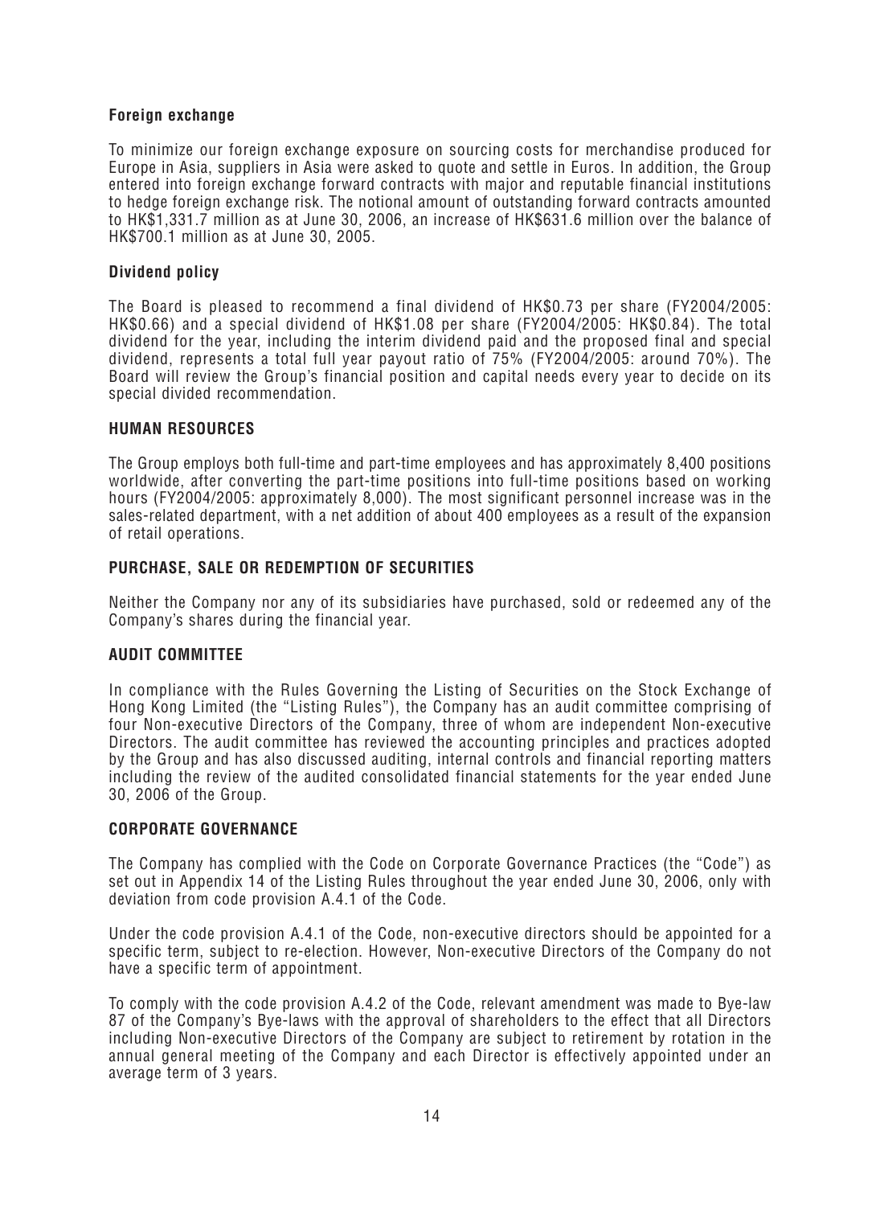### Foreign exchange

To minimize our foreign exchange exposure on sourcing costs for merchandise produced for Europe in Asia, suppliers in Asia were asked to quote and settle in Euros. In addition, the Group entered into foreign exchange forward contracts with major and reputable financial institutions to hedge foreign exchange risk. The notional amount of outstanding forward contracts amounted to HK$1,331.7 million as at June 30, 2006, an increase of HK$631.6 million over the balance of HK$700.1 million as at June 30, 2005.

### Dividend policy

The Board is pleased to recommend a final dividend of HK$0.73 per share (FY2004/2005: HK$0.66) and a special dividend of HK$1.08 per share (FY2004/2005: HK$0.84). The total dividend for the year, including the interim dividend paid and the proposed final and special dividend, represents a total full year payout ratio of 75% (FY2004/2005: around 70%). The Board will review the Group's financial position and capital needs every year to decide on its special divided recommendation.

## HUMAN RESOURCES

The Group employs both full-time and part-time employees and has approximately 8,400 positions worldwide, after converting the part-time positions into full-time positions based on working hours (FY2004/2005: approximately 8,000). The most significant personnel increase was in the sales-related department, with a net addition of about 400 employees as a result of the expansion of retail operations.

## PURCHASE, SALE OR REDEMPTION OF SECURITIES

Neither the Company nor any of its subsidiaries have purchased, sold or redeemed any of the Company's shares during the financial year.

## AUDIT COMMITTEE

In compliance with the Rules Governing the Listing of Securities on the Stock Exchange of Hong Kong Limited (the "Listing Rules"), the Company has an audit committee comprising of four Non-executive Directors of the Company, three of whom are independent Non-executive Directors. The audit committee has reviewed the accounting principles and practices adopted by the Group and has also discussed auditing, internal controls and financial reporting matters including the review of the audited consolidated financial statements for the year ended June 30, 2006 of the Group.

## CORPORATE GOVERNANCE

The Company has complied with the Code on Corporate Governance Practices (the "Code") as set out in Appendix 14 of the Listing Rules throughout the year ended June 30, 2006, only with deviation from code provision A.4.1 of the Code.

Under the code provision A.4.1 of the Code, non-executive directors should be appointed for a specific term, subject to re-election. However, Non-executive Directors of the Company do not have a specific term of appointment.

To comply with the code provision A.4.2 of the Code, relevant amendment was made to Bye-law 87 of the Company's Bye-laws with the approval of shareholders to the effect that all Directors including Non-executive Directors of the Company are subject to retirement by rotation in the annual general meeting of the Company and each Director is effectively appointed under an average term of 3 years.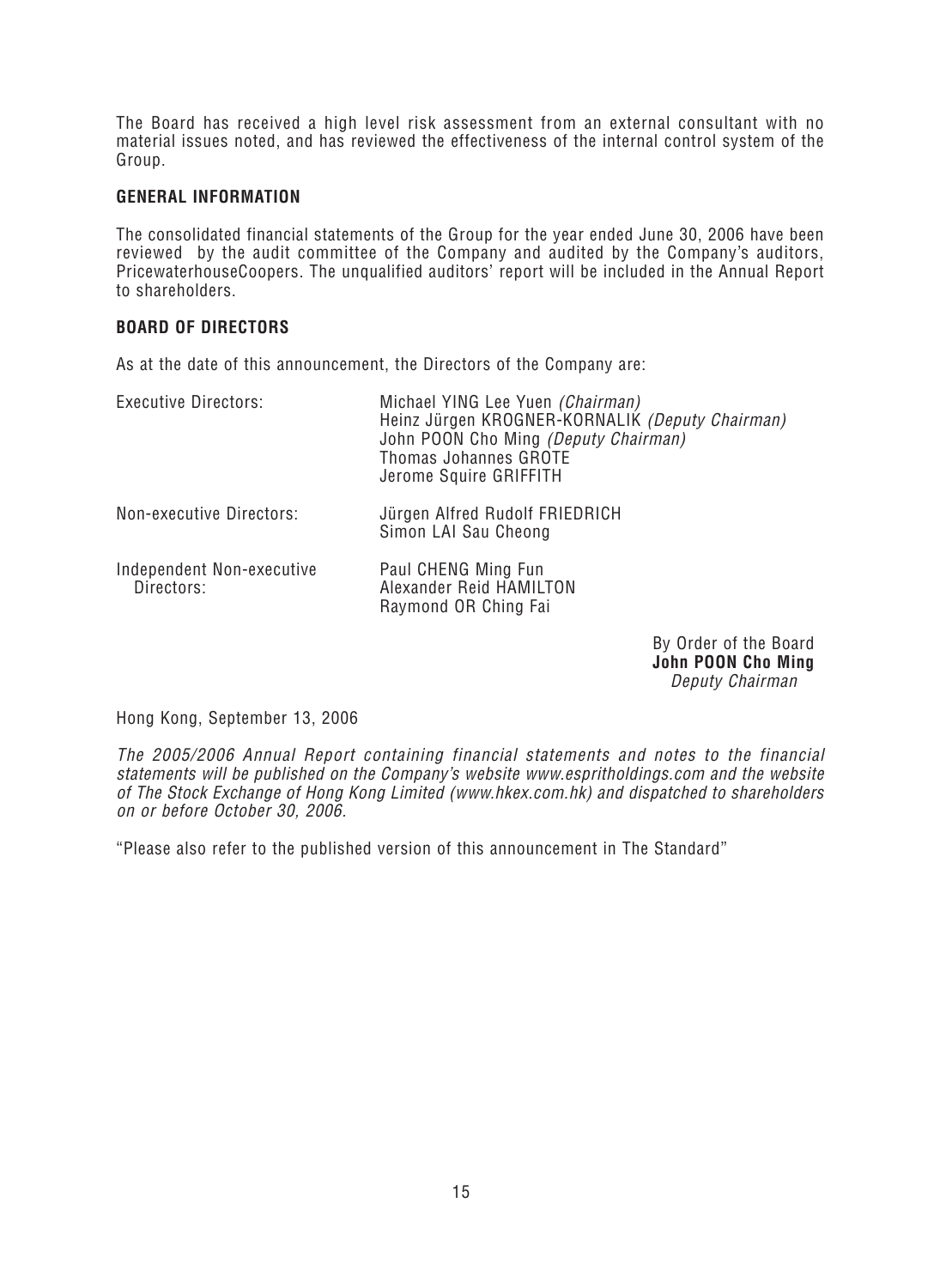The Board has received a high level risk assessment from an external consultant with no material issues noted, and has reviewed the effectiveness of the internal control system of the Group.

## GENERAL INFORMATION

The consolidated financial statements of the Group for the year ended June 30, 2006 have been reviewed by the audit committee of the Company and audited by the Company's auditors, PricewaterhouseCoopers. The unqualified auditors' report will be included in the Annual Report to shareholders.

## BOARD OF DIRECTORS

As at the date of this announcement, the Directors of the Company are:

| | |
|---|---|
| Executive Directors: | Michael YING Lee Yuen *(Chairman)*<br>Heinz Jürgen KROGNER-KORNALIK *(Deputy Chairman)*<br>John POON Cho Ming *(Deputy Chairman)*<br>Thomas Johannes GROTE<br>Jerome Squire GRIFFITH |
| Non-executive Directors: | Jürgen Alfred Rudolf FRIEDRICH<br>Simon LAI Sau Cheong |
| Independent Non-executive Directors: | Paul CHENG Ming Fun<br>Alexander Reid HAMILTON<br>Raymond OR Ching Fai |

By Order of the Board
**John POON Cho Ming**
*Deputy Chairman*

Hong Kong, September 13, 2006

*The 2005/2006 Annual Report containing financial statements and notes to the financial statements will be published on the Company's website www.espritholdings.com and the website of The Stock Exchange of Hong Kong Limited (www.hkex.com.hk) and dispatched to shareholders on or before October 30, 2006.*

"Please also refer to the published version of this announcement in The Standard"